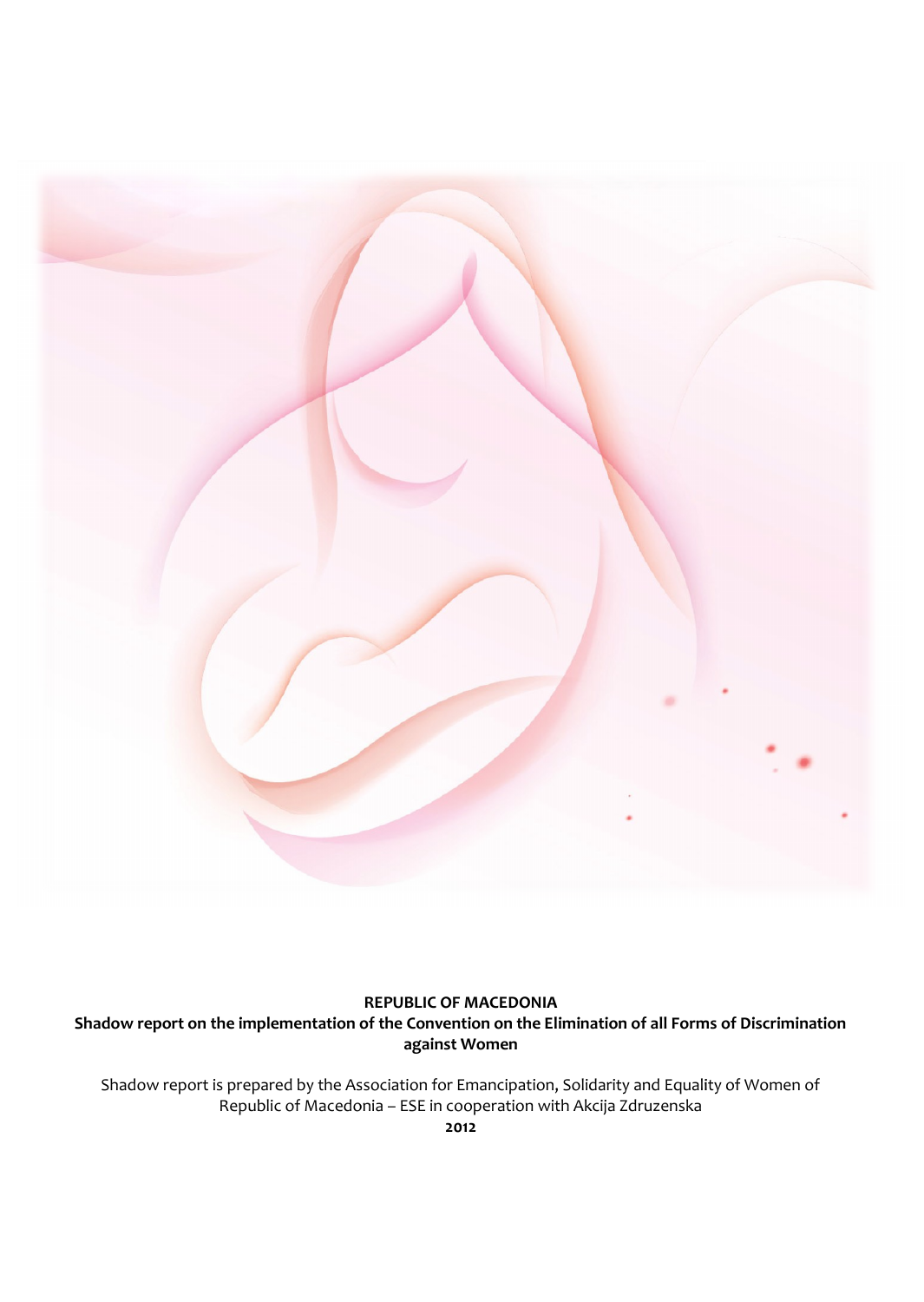**REPUBLIC OF MACEDONIA**

**Shadow report on the implementation of the Convention on the Elimination of all Forms of Discrimination against Women**

Shadow report is prepared by the Association for Emancipation, Solidarity and Equality of Women of Republic of Macedonia – ESE in cooperation with Akcija Zdruzenska

**2012**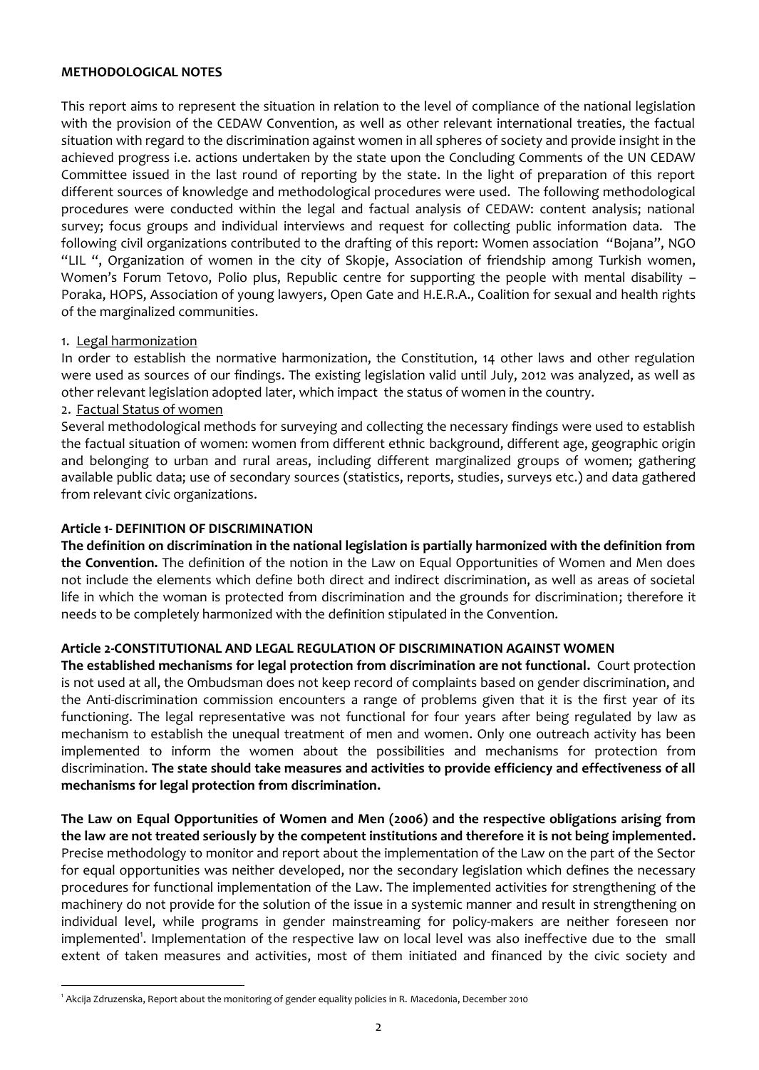**METHODOLOGICAL NOTES**

This report aims to represent the situation in relation to the level of compliance of the national legislation with the provision of the CEDAW Convention, as well as other relevant international treaties, the factual situation with regard to the discrimination against women in all spheres of society and provide insight in the achieved progress i.e. actions undertaken by the state upon the Concluding Comments of the UN CEDAW Committee issued in the last round of reporting by the state. In the light of preparation of this report different sources of knowledge and methodological procedures were used. The following methodological procedures were conducted within the legal and factual analysis of CEDAW: content analysis; national survey; focus groups and individual interviews and request for collecting public information data. The following civil organizations contributed to the drafting of this report: Women association "Bojana", NGO "LIL ", Organization of women in the city of Skopje, Association of friendship among Turkish women, Women's Forum Tetovo, Polio plus, Republic centre for supporting the people with mental disability – Poraka, HOPS, Association of young lawyers, Open Gate and H.E.R.A., Coalition for sexual and health rights of the marginalized communities.

1. Legal harmonization

In order to establish the normative harmonization, the Constitution, 14 other laws and other regulation were used as sources of our findings. The existing legislation valid until July, 2012 was analyzed, as well as other relevant legislation adopted later, which impact the status of women in the country.

2. Factual Status of women

Several methodological methods for surveying and collecting the necessary findings were used to establish the factual situation of women: women from different ethnic background, different age, geographic origin and belonging to urban and rural areas, including different marginalized groups of women; gathering available public data; use of secondary sources (statistics, reports, studies, surveys etc.) and data gathered from relevant civic organizations.

**Article 1- DEFINITION OF DISCRIMINATION**

**The definition on discrimination in the national legislation is partially harmonized with the definition from the Convention.** The definition of the notion in the Law on Equal Opportunities of Women and Men does not include the elements which define both direct and indirect discrimination, as well as areas of societal life in which the woman is protected from discrimination and the grounds for discrimination; therefore it needs to be completely harmonized with the definition stipulated in the Convention.

**Article 2-CONSTITUTIONAL AND LEGAL REGULATION OF DISCRIMINATION AGAINST WOMEN**

**The established mechanisms for legal protection from discrimination are not functional.** Court protection is not used at all, the Ombudsman does not keep record of complaints based on gender discrimination, and the Anti-discrimination commission encounters a range of problems given that it is the first year of its functioning. The legal representative was not functional for four years after being regulated by law as mechanism to establish the unequal treatment of men and women. Only one outreach activity has been implemented to inform the women about the possibilities and mechanisms for protection from discrimination. **The state should take measures and activities to provide efficiency and effectiveness of all mechanisms for legal protection from discrimination.**

**The Law on Equal Opportunities of Women and Men (2006) and the respective obligations arising from the law are not treated seriously by the competent institutions and therefore it is not being implemented.** Precise methodology to monitor and report about the implementation of the Law on the part of the Sector for equal opportunities was neither developed, nor the secondary legislation which defines the necessary procedures for functional implementation of the Law. The implemented activities for strengthening of the machinery do not provide for the solution of the issue in a systemic manner and result in strengthening on individual level, while programs in gender mainstreaming for policy-makers are neither foreseen nor implemented[1]. Implementation of the respective law on local level was also ineffective due to the small extent of taken measures and activities, most of them initiated and financed by the civic society and

[1] Akcija Zdruzenska, Report about the monitoring of gender equality policies in R. Macedonia, December 2010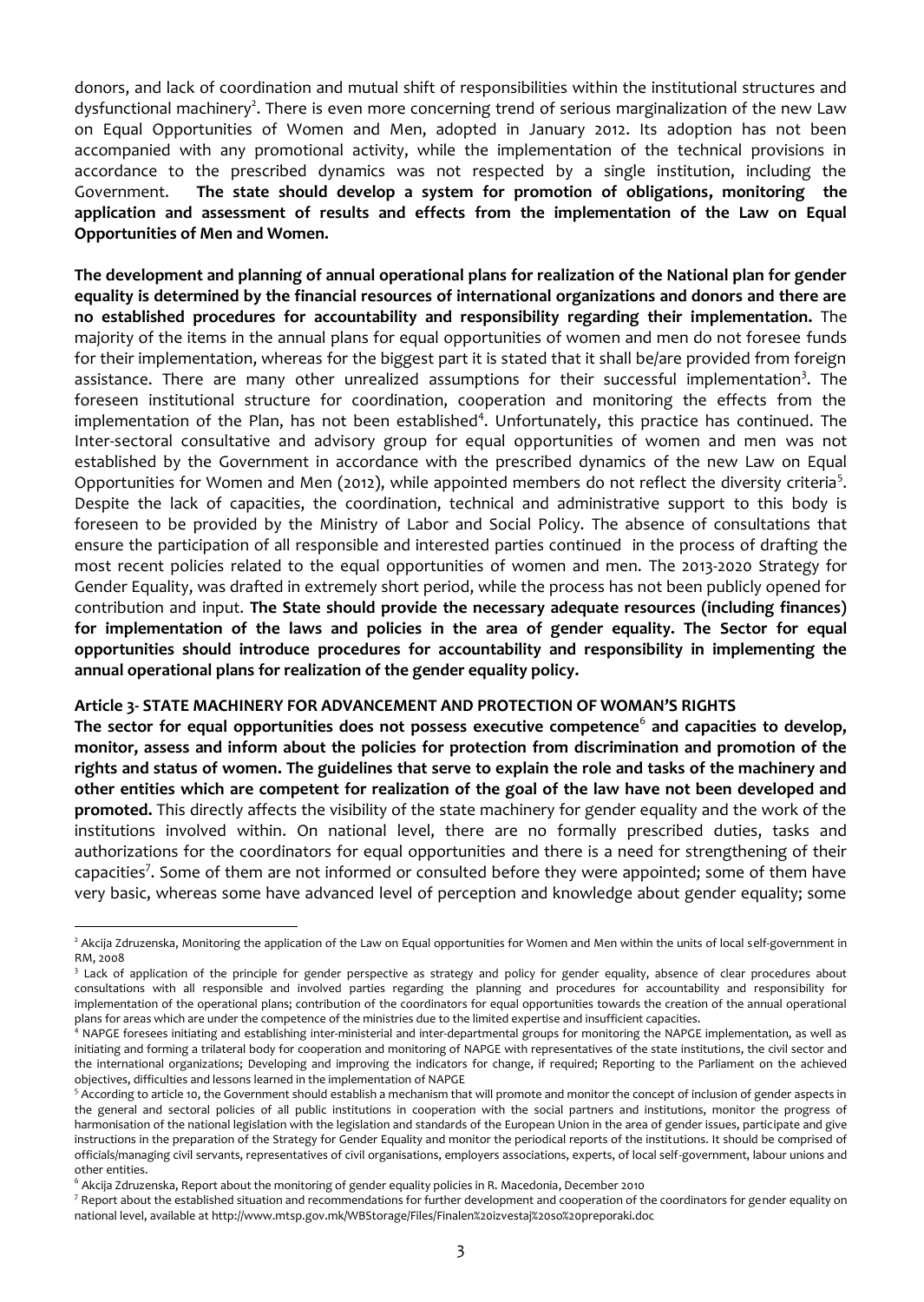donors, and lack of coordination and mutual shift of responsibilities within the institutional structures and dysfunctional machinery[2]. There is even more concerning trend of serious marginalization of the new Law on Equal Opportunities of Women and Men, adopted in January 2012. Its adoption has not been accompanied with any promotional activity, while the implementation of the technical provisions in accordance to the prescribed dynamics was not respected by a single institution, including the Government. **The state should develop a system for promotion of obligations, monitoring the application and assessment of results and effects from the implementation of the Law on Equal Opportunities of Men and Women.**

**The development and planning of annual operational plans for realization of the National plan for gender equality is determined by the financial resources of international organizations and donors and there are no established procedures for accountability and responsibility regarding their implementation.** The majority of the items in the annual plans for equal opportunities of women and men do not foresee funds for their implementation, whereas for the biggest part it is stated that it shall be/are provided from foreign assistance. There are many other unrealized assumptions for their successful implementation[3]. The foreseen institutional structure for coordination, cooperation and monitoring the effects from the implementation of the Plan, has not been established[4]. Unfortunately, this practice has continued. The Inter-sectoral consultative and advisory group for equal opportunities of women and men was not established by the Government in accordance with the prescribed dynamics of the new Law on Equal Opportunities for Women and Men (2012), while appointed members do not reflect the diversity criteria[5]. Despite the lack of capacities, the coordination, technical and administrative support to this body is foreseen to be provided by the Ministry of Labor and Social Policy. The absence of consultations that ensure the participation of all responsible and interested parties continued in the process of drafting the most recent policies related to the equal opportunities of women and men. The 2013-2020 Strategy for Gender Equality, was drafted in extremely short period, while the process has not been publicly opened for contribution and input. **The State should provide the necessary adequate resources (including finances) for implementation of the laws and policies in the area of gender equality. The Sector for equal opportunities should introduce procedures for accountability and responsibility in implementing the annual operational plans for realization of the gender equality policy.**

**Article 3- STATE MACHINERY FOR ADVANCEMENT AND PROTECTION OF WOMAN'S RIGHTS**

**The sector for equal opportunities does not possess executive competence[6] and capacities to develop, monitor, assess and inform about the policies for protection from discrimination and promotion of the rights and status of women. The guidelines that serve to explain the role and tasks of the machinery and other entities which are competent for realization of the goal of the law have not been developed and promoted.** This directly affects the visibility of the state machinery for gender equality and the work of the institutions involved within. On national level, there are no formally prescribed duties, tasks and authorizations for the coordinators for equal opportunities and there is a need for strengthening of their capacities[7]. Some of them are not informed or consulted before they were appointed; some of them have very basic, whereas some have advanced level of perception and knowledge about gender equality; some

---

[2] Akcija Zdruzenska, Monitoring the application of the Law on Equal opportunities for Women and Men within the units of local self-government in RM, 2008

[3] Lack of application of the principle for gender perspective as strategy and policy for gender equality, absence of clear procedures about consultations with all responsible and involved parties regarding the planning and procedures for accountability and responsibility for implementation of the operational plans; contribution of the coordinators for equal opportunities towards the creation of the annual operational plans for areas which are under the competence of the ministries due to the limited expertise and insufficient capacities.

[4] NAPGE foresees initiating and establishing inter-ministerial and inter-departmental groups for monitoring the NAPGE implementation, as well as initiating and forming a trilateral body for cooperation and monitoring of NAPGE with representatives of the state institutions, the civil sector and the international organizations; Developing and improving the indicators for change, if required; Reporting to the Parliament on the achieved objectives, difficulties and lessons learned in the implementation of NAPGE

[5] According to article 10, the Government should establish a mechanism that will promote and monitor the concept of inclusion of gender aspects in the general and sectoral policies of all public institutions in cooperation with the social partners and institutions, monitor the progress of harmonisation of the national legislation with the legislation and standards of the European Union in the area of gender issues, participate and give instructions in the preparation of the Strategy for Gender Equality and monitor the periodical reports of the institutions. It should be comprised of officials/managing civil servants, representatives of civil organisations, employers associations, experts, of local self-government, labour unions and other entities.

[6] Akcija Zdruzenska, Report about the monitoring of gender equality policies in R. Macedonia, December 2010

[7] Report about the established situation and recommendations for further development and cooperation of the coordinators for gender equality on national level, available at http://www.mtsp.gov.mk/WBStorage/Files/Finalen%20izvestaj%20so%20preporaki.doc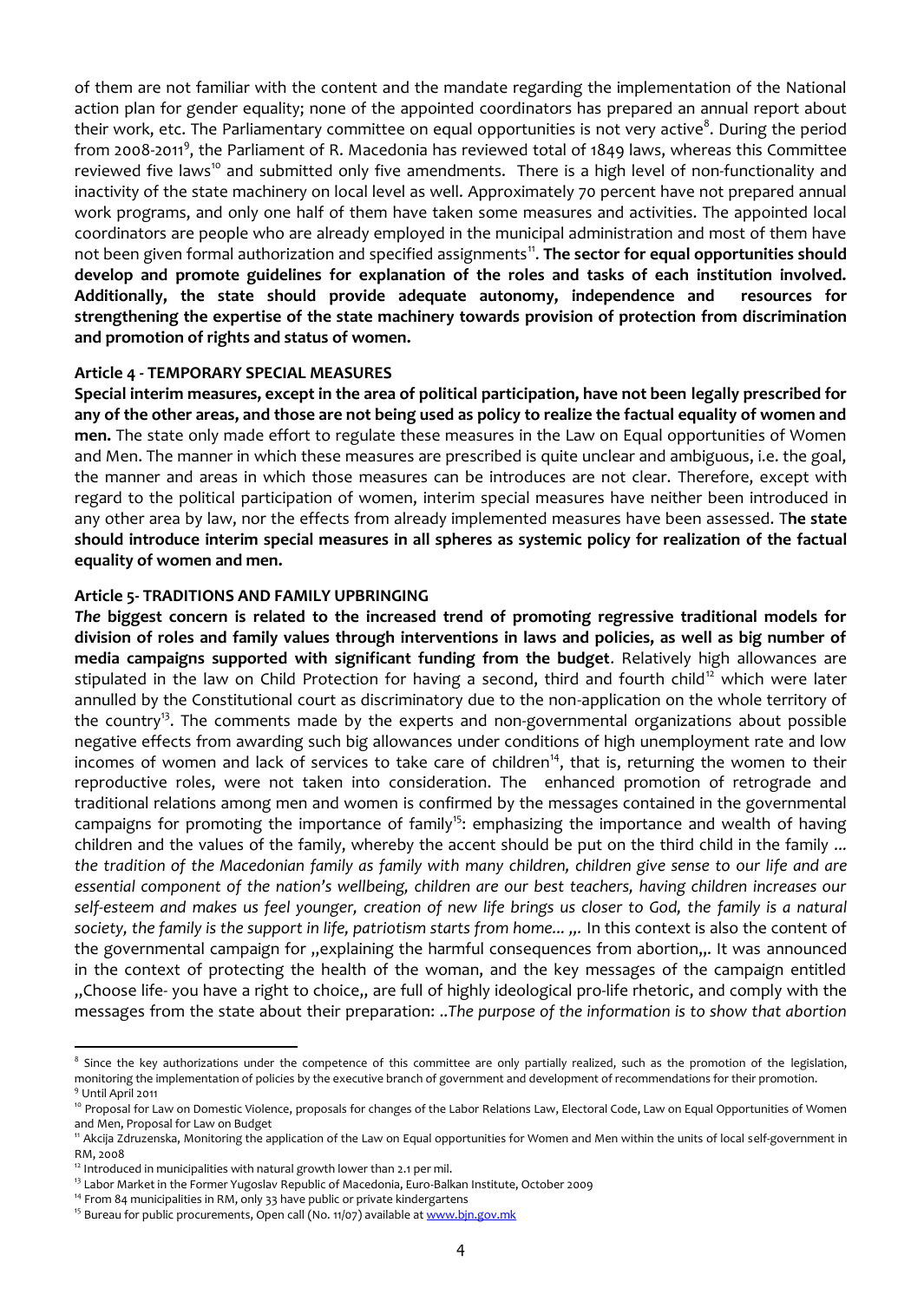of them are not familiar with the content and the mandate regarding the implementation of the National action plan for gender equality; none of the appointed coordinators has prepared an annual report about their work, etc. The Parliamentary committee on equal opportunities is not very active[8]. During the period from 2008-2011[9], the Parliament of R. Macedonia has reviewed total of 1849 laws, whereas this Committee reviewed five laws[10] and submitted only five amendments. There is a high level of non-functionality and inactivity of the state machinery on local level as well. Approximately 70 percent have not prepared annual work programs, and only one half of them have taken some measures and activities. The appointed local coordinators are people who are already employed in the municipal administration and most of them have not been given formal authorization and specified assignments[11]. **The sector for equal opportunities should develop and promote guidelines for explanation of the roles and tasks of each institution involved. Additionally, the state should provide adequate autonomy, independence and resources for strengthening the expertise of the state machinery towards provision of protection from discrimination and promotion of rights and status of women.**

**Article 4 - TEMPORARY SPECIAL MEASURES**

**Special interim measures, except in the area of political participation, have not been legally prescribed for any of the other areas, and those are not being used as policy to realize the factual equality of women and men.** The state only made effort to regulate these measures in the Law on Equal opportunities of Women and Men. The manner in which these measures are prescribed is quite unclear and ambiguous, i.e. the goal, the manner and areas in which those measures can be introduces are not clear. Therefore, except with regard to the political participation of women, interim special measures have neither been introduced in any other area by law, nor the effects from already implemented measures have been assessed. T**he state should introduce interim special measures in all spheres as systemic policy for realization of the factual equality of women and men.**

**Article 5- TRADITIONS AND FAMILY UPBRINGING**

***The* biggest concern is related to the increased trend of promoting regressive traditional models for division of roles and family values through interventions in laws and policies, as well as big number of media campaigns supported with significant funding from the budget**. Relatively high allowances are stipulated in the law on Child Protection for having a second, third and fourth child[12] which were later annulled by the Constitutional court as discriminatory due to the non-application on the whole territory of the country[13]. The comments made by the experts and non-governmental organizations about possible negative effects from awarding such big allowances under conditions of high unemployment rate and low incomes of women and lack of services to take care of children[14], that is, returning the women to their reproductive roles, were not taken into consideration. The enhanced promotion of retrograde and traditional relations among men and women is confirmed by the messages contained in the governmental campaigns for promoting the importance of family[15]: emphasizing the importance and wealth of having children and the values of the family, whereby the accent should be put on the third child in the family *... the tradition of the Macedonian family as family with many children, children give sense to our life and are essential component of the nation's wellbeing, children are our best teachers, having children increases our self-esteem and makes us feel younger, creation of new life brings us closer to God, the family is a natural society, the family is the support in life, patriotism starts from home... ,,.* In this context is also the content of the governmental campaign for ,,explaining the harmful consequences from abortion,,. It was announced in the context of protecting the health of the woman, and the key messages of the campaign entitled ,,Choose life- you have a right to choice,, are full of highly ideological pro-life rhetoric, and comply with the messages from the state about their preparation: ..*The purpose of the information is to show that abortion*

[8] Since the key authorizations under the competence of this committee are only partially realized, such as the promotion of the legislation, monitoring the implementation of policies by the executive branch of government and development of recommendations for their promotion.

[9] Until April 2011

[10] Proposal for Law on Domestic Violence, proposals for changes of the Labor Relations Law, Electoral Code, Law on Equal Opportunities of Women and Men, Proposal for Law on Budget

[11] Akcija Zdruzenska, Monitoring the application of the Law on Equal opportunities for Women and Men within the units of local self-government in RM, 2008

[12] Introduced in municipalities with natural growth lower than 2.1 per mil.

[13] Labor Market in the Former Yugoslav Republic of Macedonia, Euro-Balkan Institute, October 2009

[14] From 84 municipalities in RM, only 33 have public or private kindergartens

[15] Bureau for public procurements, Open call (No. 11/07) available at www.bjn.gov.mk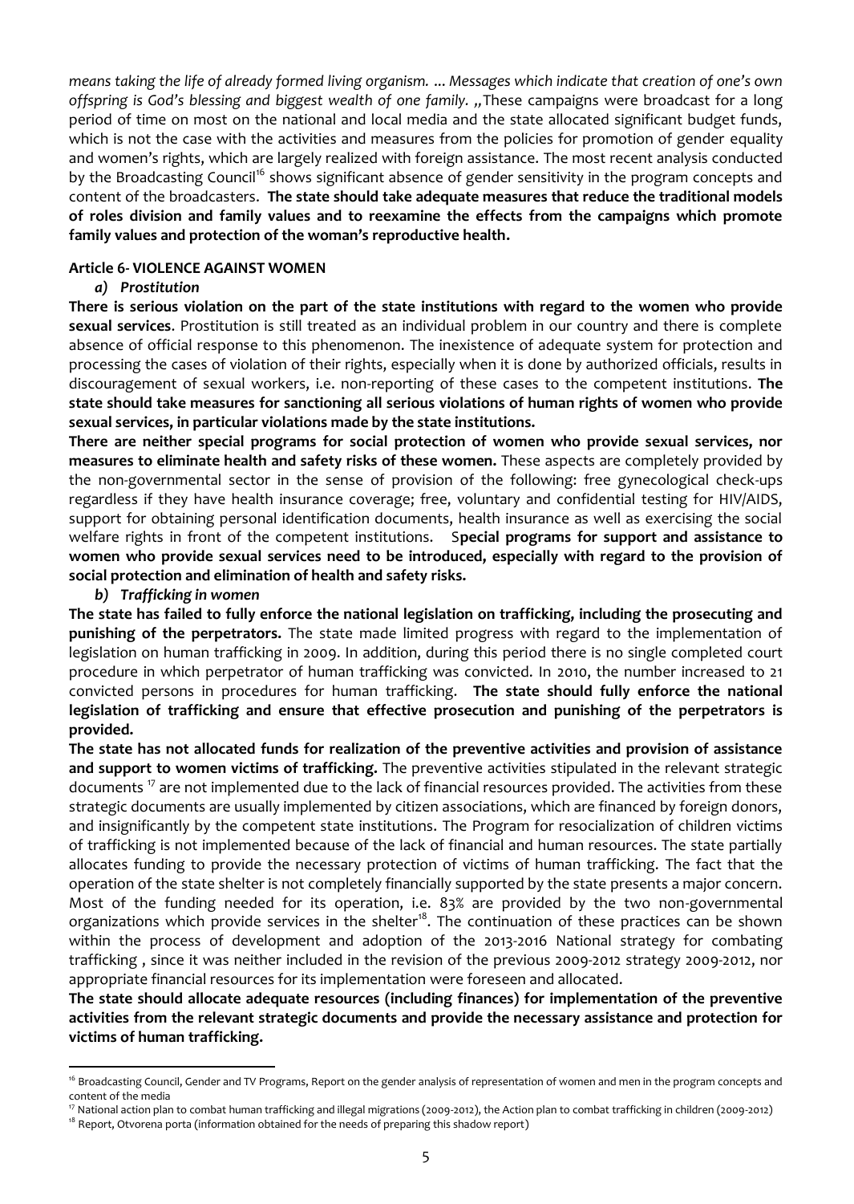*means taking the life of already formed living organism. ... Messages which indicate that creation of one's own offspring is God's blessing and biggest wealth of one family.* „These campaigns were broadcast for a long period of time on most on the national and local media and the state allocated significant budget funds, which is not the case with the activities and measures from the policies for promotion of gender equality and women's rights, which are largely realized with foreign assistance. The most recent analysis conducted by the Broadcasting Council[16] shows significant absence of gender sensitivity in the program concepts and content of the broadcasters. **The state should take adequate measures that reduce the traditional models of roles division and family values and to reexamine the effects from the campaigns which promote family values and protection of the woman's reproductive health.**

**Article 6- VIOLENCE AGAINST WOMEN**

*a) Prostitution*

**There is serious violation on the part of the state institutions with regard to the women who provide sexual services**. Prostitution is still treated as an individual problem in our country and there is complete absence of official response to this phenomenon. The inexistence of adequate system for protection and processing the cases of violation of their rights, especially when it is done by authorized officials, results in discouragement of sexual workers, i.e. non-reporting of these cases to the competent institutions. **The state should take measures for sanctioning all serious violations of human rights of women who provide sexual services, in particular violations made by the state institutions.**

**There are neither special programs for social protection of women who provide sexual services, nor measures to eliminate health and safety risks of these women.** These aspects are completely provided by the non-governmental sector in the sense of provision of the following: free gynecological check-ups regardless if they have health insurance coverage; free, voluntary and confidential testing for HIV/AIDS, support for obtaining personal identification documents, health insurance as well as exercising the social welfare rights in front of the competent institutions. S**pecial programs for support and assistance to women who provide sexual services need to be introduced, especially with regard to the provision of social protection and elimination of health and safety risks.**

*b) Trafficking in women*

**The state has failed to fully enforce the national legislation on trafficking, including the prosecuting and punishing of the perpetrators.** The state made limited progress with regard to the implementation of legislation on human trafficking in 2009. In addition, during this period there is no single completed court procedure in which perpetrator of human trafficking was convicted. In 2010, the number increased to 21 convicted persons in procedures for human trafficking. **The state should fully enforce the national legislation of trafficking and ensure that effective prosecution and punishing of the perpetrators is provided.**

**The state has not allocated funds for realization of the preventive activities and provision of assistance and support to women victims of trafficking.** The preventive activities stipulated in the relevant strategic documents [17] are not implemented due to the lack of financial resources provided. The activities from these strategic documents are usually implemented by citizen associations, which are financed by foreign donors, and insignificantly by the competent state institutions. The Program for resocialization of children victims of trafficking is not implemented because of the lack of financial and human resources. The state partially allocates funding to provide the necessary protection of victims of human trafficking. The fact that the operation of the state shelter is not completely financially supported by the state presents a major concern. Most of the funding needed for its operation, i.e. 83% are provided by the two non-governmental organizations which provide services in the shelter[18]. The continuation of these practices can be shown within the process of development and adoption of the 2013-2016 National strategy for combating trafficking , since it was neither included in the revision of the previous 2009-2012 strategy 2009-2012, nor appropriate financial resources for its implementation were foreseen and allocated.

**The state should allocate adequate resources (including finances) for implementation of the preventive activities from the relevant strategic documents and provide the necessary assistance and protection for victims of human trafficking.**

[16] Broadcasting Council, Gender and TV Programs, Report on the gender analysis of representation of women and men in the program concepts and content of the media

[17] National action plan to combat human trafficking and illegal migrations (2009-2012), the Action plan to combat trafficking in children (2009-2012)

[18] Report, Otvorena porta (information obtained for the needs of preparing this shadow report)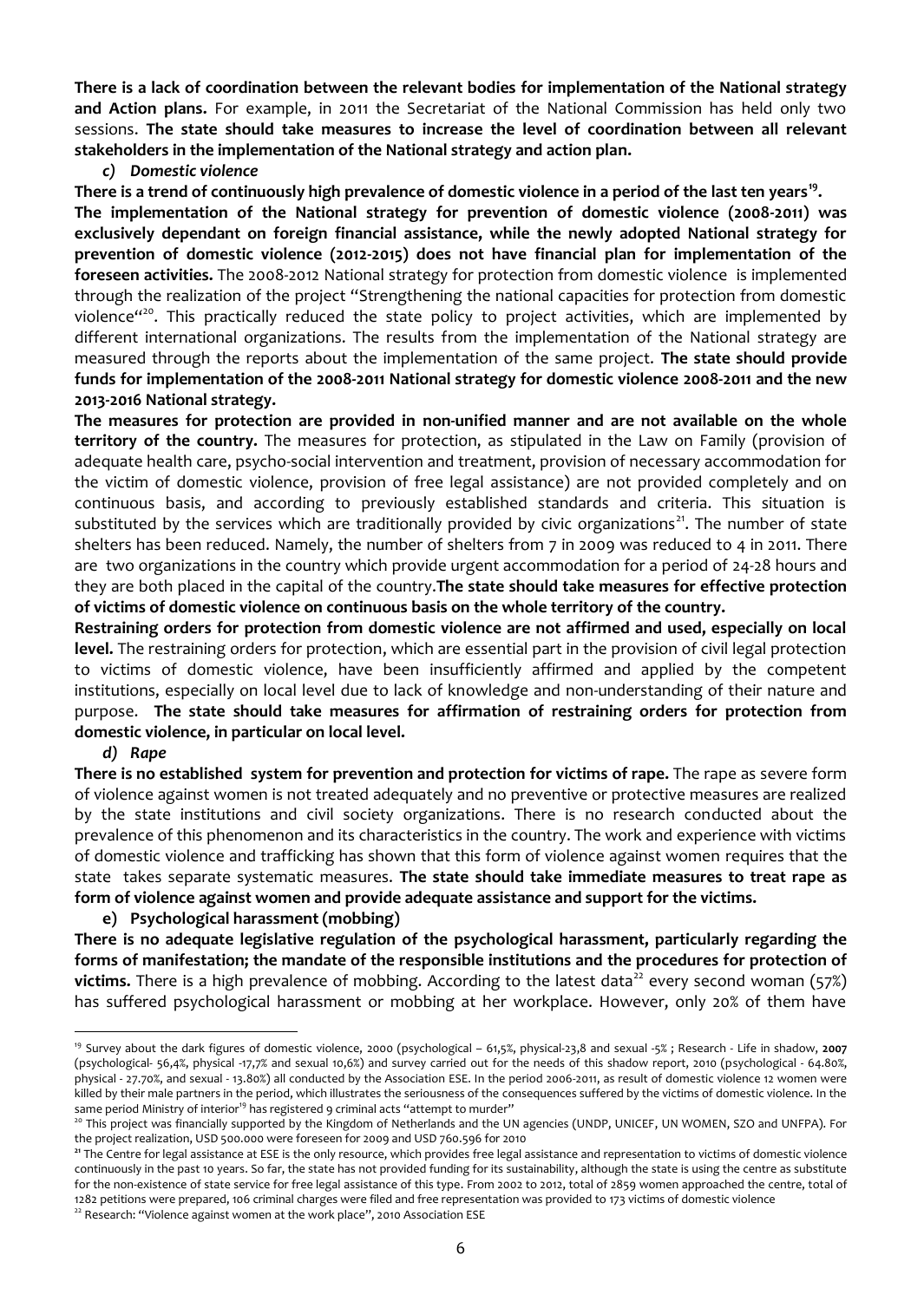**There is a lack of coordination between the relevant bodies for implementation of the National strategy and Action plans.** For example, in 2011 the Secretariat of the National Commission has held only two sessions. **The state should take measures to increase the level of coordination between all relevant stakeholders in the implementation of the National strategy and action plan.**

***c) Domestic violence***

**There is a trend of continuously high prevalence of domestic violence in a period of the last ten years[19].**

**The implementation of the National strategy for prevention of domestic violence (2008-2011) was exclusively dependant on foreign financial assistance, while the newly adopted National strategy for prevention of domestic violence (2012-2015) does not have financial plan for implementation of the foreseen activities.** The 2008-2012 National strategy for protection from domestic violence is implemented through the realization of the project "Strengthening the national capacities for protection from domestic violence"[20]. This practically reduced the state policy to project activities, which are implemented by different international organizations. The results from the implementation of the National strategy are measured through the reports about the implementation of the same project. **The state should provide funds for implementation of the 2008-2011 National strategy for domestic violence 2008-2011 and the new 2013-2016 National strategy.**

**The measures for protection are provided in non-unified manner and are not available on the whole territory of the country.** The measures for protection, as stipulated in the Law on Family (provision of adequate health care, psycho-social intervention and treatment, provision of necessary accommodation for the victim of domestic violence, provision of free legal assistance) are not provided completely and on continuous basis, and according to previously established standards and criteria. This situation is substituted by the services which are traditionally provided by civic organizations[21]. The number of state shelters has been reduced. Namely, the number of shelters from 7 in 2009 was reduced to 4 in 2011. There are two organizations in the country which provide urgent accommodation for a period of 24-28 hours and they are both placed in the capital of the country.**The state should take measures for effective protection of victims of domestic violence on continuous basis on the whole territory of the country.**

**Restraining orders for protection from domestic violence are not affirmed and used, especially on local level.** The restraining orders for protection, which are essential part in the provision of civil legal protection to victims of domestic violence, have been insufficiently affirmed and applied by the competent institutions, especially on local level due to lack of knowledge and non-understanding of their nature and purpose. **The state should take measures for affirmation of restraining orders for protection from domestic violence, in particular on local level.**

***d) Rape***

**There is no established system for prevention and protection for victims of rape.** The rape as severe form of violence against women is not treated adequately and no preventive or protective measures are realized by the state institutions and civil society organizations. There is no research conducted about the prevalence of this phenomenon and its characteristics in the country. The work and experience with victims of domestic violence and trafficking has shown that this form of violence against women requires that the state takes separate systematic measures. **The state should take immediate measures to treat rape as form of violence against women and provide adequate assistance and support for the victims.**

**e) Psychological harassment (mobbing)**

**There is no adequate legislative regulation of the psychological harassment, particularly regarding the forms of manifestation; the mandate of the responsible institutions and the procedures for protection of victims.** There is a high prevalence of mobbing. According to the latest data[22] every second woman (57%) has suffered psychological harassment or mobbing at her workplace. However, only 20% of them have

---

[19] Survey about the dark figures of domestic violence, 2000 (psychological – 61,5%, physical-23,8 and sexual -5% ; Research - Life in shadow, **2007** (psychological- 56,4%, physical -17,7% and sexual 10,6%) and survey carried out for the needs of this shadow report, 2010 (psychological - 64.80%, physical - 27.70%, and sexual - 13.80%) all conducted by the Association ESE. In the period 2006-2011, as result of domestic violence 12 women were killed by their male partners in the period, which illustrates the seriousness of the consequences suffered by the victims of domestic violence. In the same period Ministry of interior[19] has registered 9 criminal acts "attempt to murder"

[20] This project was financially supported by the Kingdom of Netherlands and the UN agencies (UNDP, UNICEF, UN WOMEN, SZO and UNFPA). For the project realization, USD 500.000 were foreseen for 2009 and USD 760.596 for 2010

[21] The Centre for legal assistance at ESE is the only resource, which provides free legal assistance and representation to victims of domestic violence continuously in the past 10 years. So far, the state has not provided funding for its sustainability, although the state is using the centre as substitute for the non-existence of state service for free legal assistance of this type. From 2002 to 2012, total of 2859 women approached the centre, total of 1282 petitions were prepared, 106 criminal charges were filed and free representation was provided to 173 victims of domestic violence

[22] Research: "Violence against women at the work place", 2010 Association ESE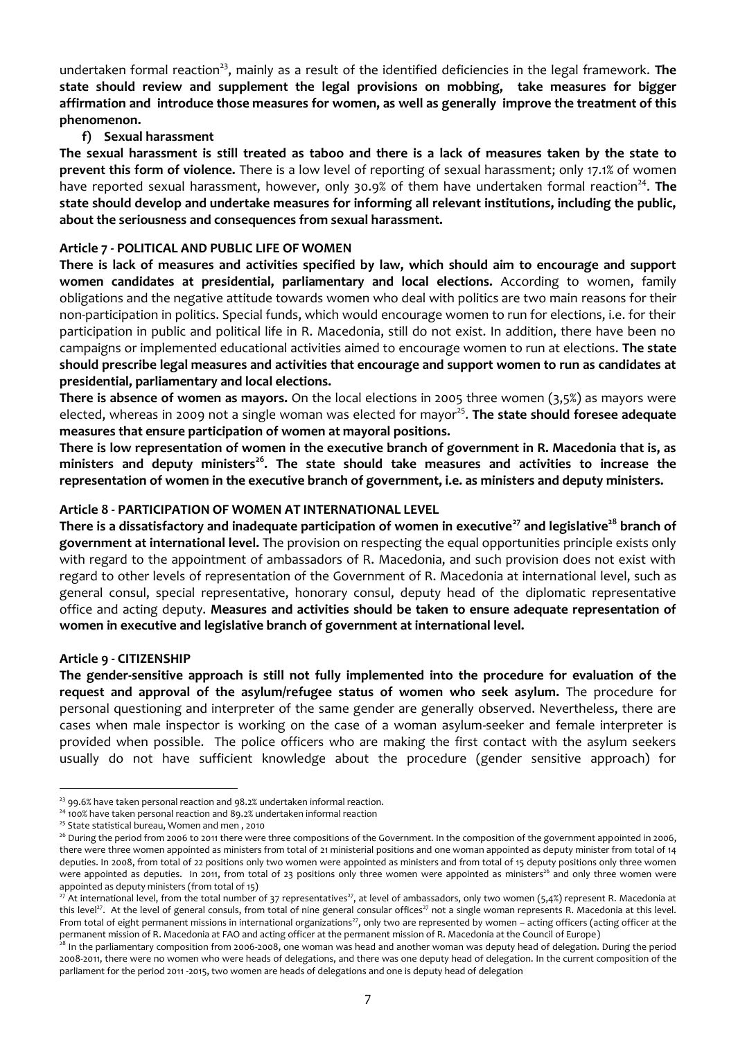undertaken formal reaction[23], mainly as a result of the identified deficiencies in the legal framework. **The state should review and supplement the legal provisions on mobbing, take measures for bigger affirmation and introduce those measures for women, as well as generally improve the treatment of this phenomenon.**

**f) Sexual harassment**

**The sexual harassment is still treated as taboo and there is a lack of measures taken by the state to prevent this form of violence.** There is a low level of reporting of sexual harassment; only 17.1% of women have reported sexual harassment, however, only 30.9% of them have undertaken formal reaction[24]. **The state should develop and undertake measures for informing all relevant institutions, including the public, about the seriousness and consequences from sexual harassment.**

### Article 7 - POLITICAL AND PUBLIC LIFE OF WOMEN

**There is lack of measures and activities specified by law, which should aim to encourage and support women candidates at presidential, parliamentary and local elections.** According to women, family obligations and the negative attitude towards women who deal with politics are two main reasons for their non-participation in politics. Special funds, which would encourage women to run for elections, i.e. for their participation in public and political life in R. Macedonia, still do not exist. In addition, there have been no campaigns or implemented educational activities aimed to encourage women to run at elections. **The state should prescribe legal measures and activities that encourage and support women to run as candidates at presidential, parliamentary and local elections.**

**There is absence of women as mayors.** On the local elections in 2005 three women (3,5%) as mayors were elected, whereas in 2009 not a single woman was elected for mayor[25]. **The state should foresee adequate measures that ensure participation of women at mayoral positions.**

**There is low representation of women in the executive branch of government in R. Macedonia that is, as ministers and deputy ministers[26]. The state should take measures and activities to increase the representation of women in the executive branch of government, i.e. as ministers and deputy ministers.**

### Article 8 - PARTICIPATION OF WOMEN AT INTERNATIONAL LEVEL

**There is a dissatisfactory and inadequate participation of women in executive[27] and legislative[28] branch of government at international level.** The provision on respecting the equal opportunities principle exists only with regard to the appointment of ambassadors of R. Macedonia, and such provision does not exist with regard to other levels of representation of the Government of R. Macedonia at international level, such as general consul, special representative, honorary consul, deputy head of the diplomatic representative office and acting deputy. **Measures and activities should be taken to ensure adequate representation of women in executive and legislative branch of government at international level.**

### Article 9 - CITIZENSHIP

**The gender-sensitive approach is still not fully implemented into the procedure for evaluation of the request and approval of the asylum/refugee status of women who seek asylum.** The procedure for personal questioning and interpreter of the same gender are generally observed. Nevertheless, there are cases when male inspector is working on the case of a woman asylum-seeker and female interpreter is provided when possible. The police officers who are making the first contact with the asylum seekers usually do not have sufficient knowledge about the procedure (gender sensitive approach) for

---

[23] 99.6% have taken personal reaction and 98.2% undertaken informal reaction.

[24] 100% have taken personal reaction and 89.2% undertaken informal reaction

[25] State statistical bureau, Women and men , 2010

[26] During the period from 2006 to 2011 there were three compositions of the Government. In the composition of the government appointed in 2006, there were three women appointed as ministers from total of 21 ministerial positions and one woman appointed as deputy minister from total of 14 deputies. In 2008, from total of 22 positions only two women were appointed as ministers and from total of 15 deputy positions only three women were appointed as deputies. In 2011, from total of 23 positions only three women were appointed as ministers[26] and only three women were appointed as deputy ministers (from total of 15)

[27] At international level, from the total number of 37 representatives[27], at level of ambassadors, only two women (5,4%) represent R. Macedonia at this level[27]. At the level of general consuls, from total of nine general consular offices[27] not a single woman represents R. Macedonia at this level. From total of eight permanent missions in international organizations[27], only two are represented by women – acting officers (acting officer at the permanent mission of R. Macedonia at FAO and acting officer at the permanent mission of R. Macedonia at the Council of Europe)

[28] In the parliamentary composition from 2006-2008, one woman was head and another woman was deputy head of delegation. During the period 2008-2011, there were no women who were heads of delegations, and there was one deputy head of delegation. In the current composition of the parliament for the period 2011 -2015, two women are heads of delegations and one is deputy head of delegation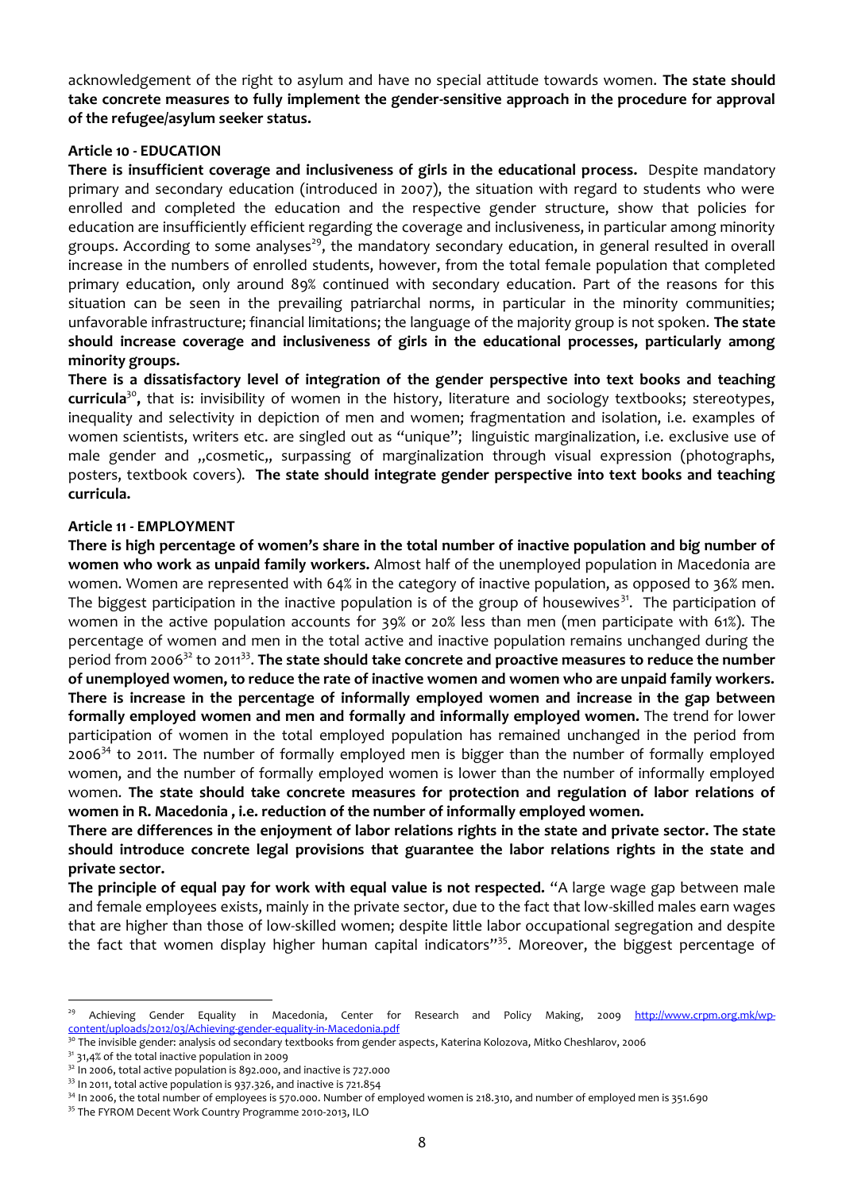acknowledgement of the right to asylum and have no special attitude towards women. **The state should take concrete measures to fully implement the gender-sensitive approach in the procedure for approval of the refugee/asylum seeker status.**

### Article 10 - EDUCATION

**There is insufficient coverage and inclusiveness of girls in the educational process.** Despite mandatory primary and secondary education (introduced in 2007), the situation with regard to students who were enrolled and completed the education and the respective gender structure, show that policies for education are insufficiently efficient regarding the coverage and inclusiveness, in particular among minority groups. According to some analyses[29], the mandatory secondary education, in general resulted in overall increase in the numbers of enrolled students, however, from the total female population that completed primary education, only around 89% continued with secondary education. Part of the reasons for this situation can be seen in the prevailing patriarchal norms, in particular in the minority communities; unfavorable infrastructure; financial limitations; the language of the majority group is not spoken. **The state should increase coverage and inclusiveness of girls in the educational processes, particularly among minority groups.**

**There is a dissatisfactory level of integration of the gender perspective into text books and teaching curricula**[30]**,** that is: invisibility of women in the history, literature and sociology textbooks; stereotypes, inequality and selectivity in depiction of men and women; fragmentation and isolation, i.e. examples of women scientists, writers etc. are singled out as "unique"; linguistic marginalization, i.e. exclusive use of male gender and „cosmetic„ surpassing of marginalization through visual expression (photographs, posters, textbook covers). **The state should integrate gender perspective into text books and teaching curricula.**

### Article 11 - EMPLOYMENT

**There is high percentage of women's share in the total number of inactive population and big number of women who work as unpaid family workers.** Almost half of the unemployed population in Macedonia are women. Women are represented with 64% in the category of inactive population, as opposed to 36% men. The biggest participation in the inactive population is of the group of housewives[31]. The participation of women in the active population accounts for 39% or 20% less than men (men participate with 61%). The percentage of women and men in the total active and inactive population remains unchanged during the period from 2006[32] to 2011[33]. **The state should take concrete and proactive measures to reduce the number of unemployed women, to reduce the rate of inactive women and women who are unpaid family workers.**

**There is increase in the percentage of informally employed women and increase in the gap between formally employed women and men and formally and informally employed women.** The trend for lower participation of women in the total employed population has remained unchanged in the period from 2006[34] to 2011. The number of formally employed men is bigger than the number of formally employed women, and the number of formally employed women is lower than the number of informally employed women. **The state should take concrete measures for protection and regulation of labor relations of women in R. Macedonia , i.e. reduction of the number of informally employed women.**

**There are differences in the enjoyment of labor relations rights in the state and private sector. The state should introduce concrete legal provisions that guarantee the labor relations rights in the state and private sector.**

**The principle of equal pay for work with equal value is not respected.** "A large wage gap between male and female employees exists, mainly in the private sector, due to the fact that low-skilled males earn wages that are higher than those of low-skilled women; despite little labor occupational segregation and despite the fact that women display higher human capital indicators"[35]. Moreover, the biggest percentage of

---

[29] Achieving Gender Equality in Macedonia, Center for Research and Policy Making, 2009 http://www.crpm.org.mk/wp-content/uploads/2012/03/Achieving-gender-equality-in-Macedonia.pdf

[30] The invisible gender: analysis od secondary textbooks from gender aspects, Katerina Kolozova, Mitko Cheshlarov, 2006

[31] 31,4% of the total inactive population in 2009

[32] In 2006, total active population is 892.000, and inactive is 727.000

[33] In 2011, total active population is 937.326, and inactive is 721.854

[34] In 2006, the total number of employees is 570.000. Number of employed women is 218.310, and number of employed men is 351.690

[35] The FYROM Decent Work Country Programme 2010-2013, ILO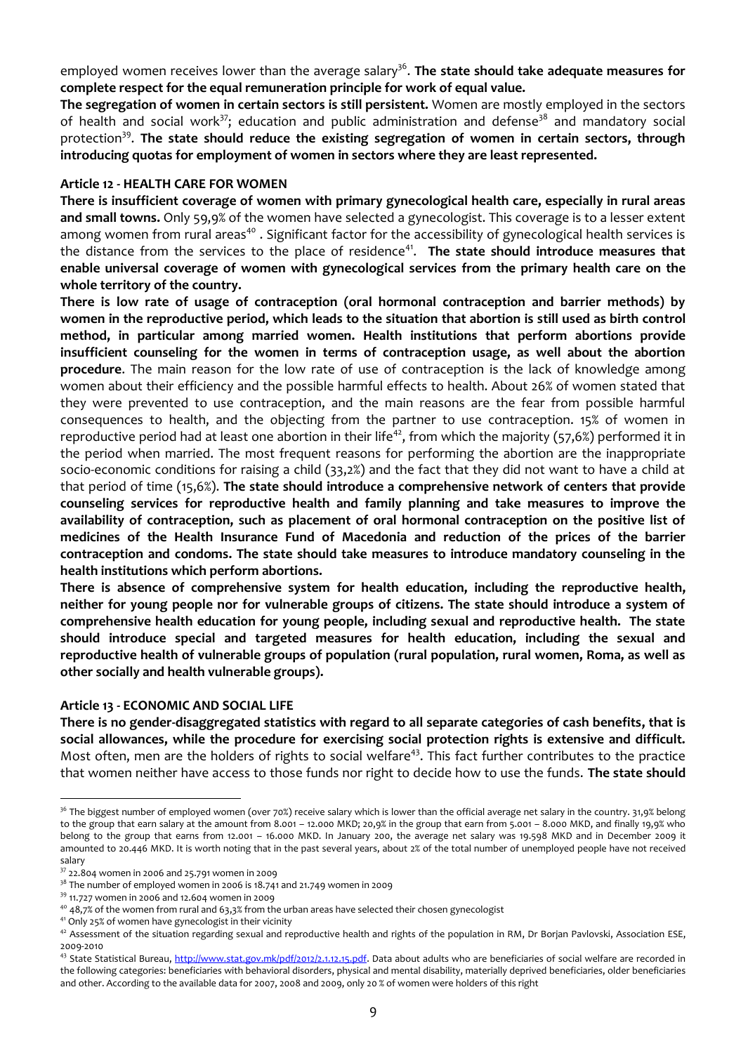employed women receives lower than the average salary[36]. **The state should take adequate measures for complete respect for the equal remuneration principle for work of equal value.**

**The segregation of women in certain sectors is still persistent.** Women are mostly employed in the sectors of health and social work[37]; education and public administration and defense[38] and mandatory social protection[39]. **The state should reduce the existing segregation of women in certain sectors, through introducing quotas for employment of women in sectors where they are least represented.**

**Article 12 - HEALTH CARE FOR WOMEN**

**There is insufficient coverage of women with primary gynecological health care, especially in rural areas and small towns.** Only 59,9% of the women have selected a gynecologist. This coverage is to a lesser extent among women from rural areas[40] . Significant factor for the accessibility of gynecological health services is the distance from the services to the place of residence[41]. **The state should introduce measures that enable universal coverage of women with gynecological services from the primary health care on the whole territory of the country.**

**There is low rate of usage of contraception (oral hormonal contraception and barrier methods) by women in the reproductive period, which leads to the situation that abortion is still used as birth control method, in particular among married women. Health institutions that perform abortions provide insufficient counseling for the women in terms of contraception usage, as well about the abortion procedure**. The main reason for the low rate of use of contraception is the lack of knowledge among women about their efficiency and the possible harmful effects to health. About 26% of women stated that they were prevented to use contraception, and the main reasons are the fear from possible harmful consequences to health, and the objecting from the partner to use contraception. 15% of women in reproductive period had at least one abortion in their life[42], from which the majority (57,6%) performed it in the period when married. The most frequent reasons for performing the abortion are the inappropriate socio-economic conditions for raising a child (33,2%) and the fact that they did not want to have a child at that period of time (15,6%). **The state should introduce a comprehensive network of centers that provide counseling services for reproductive health and family planning and take measures to improve the availability of contraception, such as placement of oral hormonal contraception on the positive list of medicines of the Health Insurance Fund of Macedonia and reduction of the prices of the barrier contraception and condoms. The state should take measures to introduce mandatory counseling in the health institutions which perform abortions.**

**There is absence of comprehensive system for health education, including the reproductive health, neither for young people nor for vulnerable groups of citizens. The state should introduce a system of comprehensive health education for young people, including sexual and reproductive health. The state should introduce special and targeted measures for health education, including the sexual and reproductive health of vulnerable groups of population (rural population, rural women, Roma, as well as other socially and health vulnerable groups).**

**Article 13 - ECONOMIC AND SOCIAL LIFE**

**There is no gender-disaggregated statistics with regard to all separate categories of cash benefits, that is social allowances, while the procedure for exercising social protection rights is extensive and difficult.** Most often, men are the holders of rights to social welfare[43]. This fact further contributes to the practice that women neither have access to those funds nor right to decide how to use the funds. **The state should**

---

[36] The biggest number of employed women (over 70%) receive salary which is lower than the official average net salary in the country. 31,9% belong to the group that earn salary at the amount from 8.001 – 12.000 MKD; 20,9% in the group that earn from 5.001 – 8.000 MKD, and finally 19,9% who belong to the group that earns from 12.001 – 16.000 MKD. In January 200, the average net salary was 19.598 MKD and in December 2009 it amounted to 20.446 MKD. It is worth noting that in the past several years, about 2% of the total number of unemployed people have not received salary

[37] 22.804 women in 2006 and 25.791 women in 2009

[38] The number of employed women in 2006 is 18.741 and 21.749 women in 2009

[39] 11.727 women in 2006 and 12.604 women in 2009

[40] 48,7% of the women from rural and 63,3% from the urban areas have selected their chosen gynecologist

[41] Only 25% of women have gynecologist in their vicinity

[42] Assessment of the situation regarding sexual and reproductive health and rights of the population in RM, Dr Borjan Pavlovski, Association ESE, 2009-2010

[43] State Statistical Bureau, http://www.stat.gov.mk/pdf/2012/2.1.12.15.pdf. Data about adults who are beneficiaries of social welfare are recorded in the following categories: beneficiaries with behavioral disorders, physical and mental disability, materially deprived beneficiaries, older beneficiaries and other. According to the available data for 2007, 2008 and 2009, only 20 % of women were holders of this right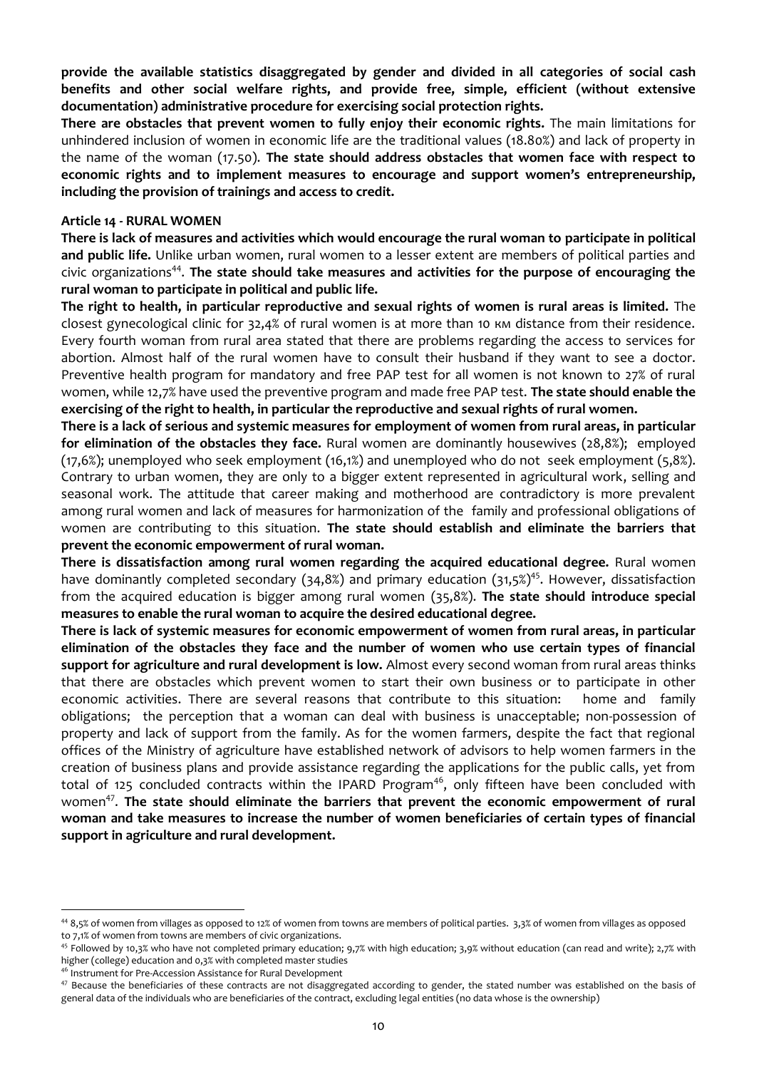**provide the available statistics disaggregated by gender and divided in all categories of social cash benefits and other social welfare rights, and provide free, simple, efficient (without extensive documentation) administrative procedure for exercising social protection rights.**

**There are obstacles that prevent women to fully enjoy their economic rights.** The main limitations for unhindered inclusion of women in economic life are the traditional values (18.80%) and lack of property in the name of the woman (17.50). **The state should address obstacles that women face with respect to economic rights and to implement measures to encourage and support women's entrepreneurship, including the provision of trainings and access to credit.**

**Article 14 - RURAL WOMEN**

**There is lack of measures and activities which would encourage the rural woman to participate in political and public life.** Unlike urban women, rural women to a lesser extent are members of political parties and civic organizations[44]. **The state should take measures and activities for the purpose of encouraging the rural woman to participate in political and public life.**

**The right to health, in particular reproductive and sexual rights of women is rural areas is limited.** The closest gynecological clinic for 32,4% of rural women is at more than 10 км distance from their residence. Every fourth woman from rural area stated that there are problems regarding the access to services for abortion. Almost half of the rural women have to consult their husband if they want to see a doctor. Preventive health program for mandatory and free PAP test for all women is not known to 27% of rural women, while 12,7% have used the preventive program and made free PAP test. **The state should enable the exercising of the right to health, in particular the reproductive and sexual rights of rural women.**

**There is a lack of serious and systemic measures for employment of women from rural areas, in particular for elimination of the obstacles they face.** Rural women are dominantly housewives (28,8%); employed (17,6%); unemployed who seek employment (16,1%) and unemployed who do not seek employment (5,8%). Contrary to urban women, they are only to a bigger extent represented in agricultural work, selling and seasonal work. The attitude that career making and motherhood are contradictory is more prevalent among rural women and lack of measures for harmonization of the family and professional obligations of women are contributing to this situation. **The state should establish and eliminate the barriers that prevent the economic empowerment of rural woman.**

**There is dissatisfaction among rural women regarding the acquired educational degree.** Rural women have dominantly completed secondary (34,8%) and primary education (31,5%)[45]. However, dissatisfaction from the acquired education is bigger among rural women (35,8%). **The state should introduce special measures to enable the rural woman to acquire the desired educational degree.**

**There is lack of systemic measures for economic empowerment of women from rural areas, in particular elimination of the obstacles they face and the number of women who use certain types of financial support for agriculture and rural development is low.** Almost every second woman from rural areas thinks that there are obstacles which prevent women to start their own business or to participate in other economic activities. There are several reasons that contribute to this situation: home and family obligations; the perception that a woman can deal with business is unacceptable; non-possession of property and lack of support from the family. As for the women farmers, despite the fact that regional offices of the Ministry of agriculture have established network of advisors to help women farmers in the creation of business plans and provide assistance regarding the applications for the public calls, yet from total of 125 concluded contracts within the IPARD Program[46], only fifteen have been concluded with women[47]. **The state should eliminate the barriers that prevent the economic empowerment of rural woman and take measures to increase the number of women beneficiaries of certain types of financial support in agriculture and rural development.**

---

[44] 8,5% of women from villages as opposed to 12% of women from towns are members of political parties. 3,3% of women from villages as opposed to 7,1% of women from towns are members of civic organizations.

[45] Followed by 10,3% who have not completed primary education; 9,7% with high education; 3,9% without education (can read and write); 2,7% with higher (college) education and 0,3% with completed master studies

[46] Instrument for Pre-Accession Assistance for Rural Development

[47] Because the beneficiaries of these contracts are not disaggregated according to gender, the stated number was established on the basis of general data of the individuals who are beneficiaries of the contract, excluding legal entities (no data whose is the ownership)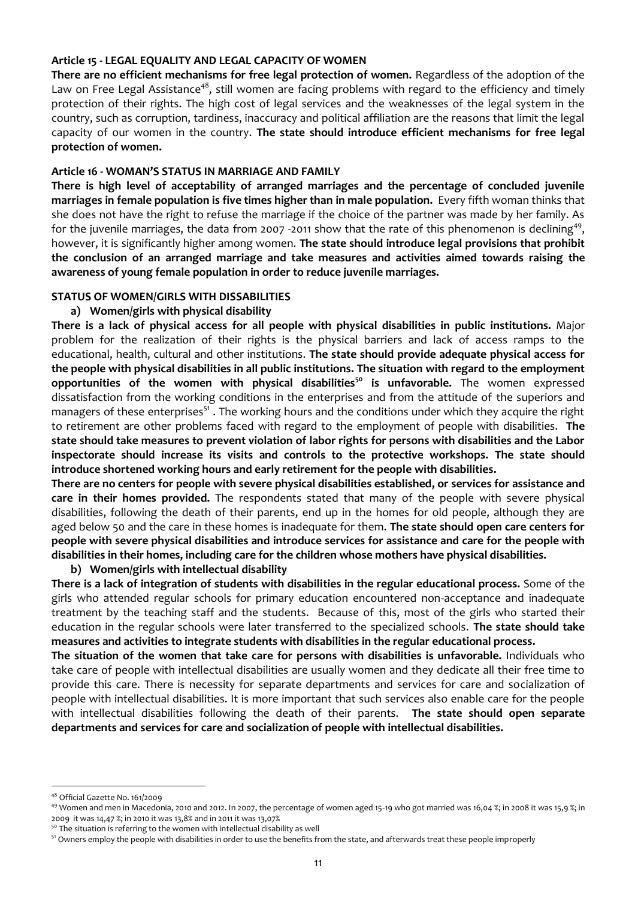### Article 15 - LEGAL EQUALITY AND LEGAL CAPACITY OF WOMEN

**There are no efficient mechanisms for free legal protection of women.** Regardless of the adoption of the Law on Free Legal Assistance[48], still women are facing problems with regard to the efficiency and timely protection of their rights. The high cost of legal services and the weaknesses of the legal system in the country, such as corruption, tardiness, inaccuracy and political affiliation are the reasons that limit the legal capacity of our women in the country. **The state should introduce efficient mechanisms for free legal protection of women.**

### Article 16 - WOMAN'S STATUS IN MARRIAGE AND FAMILY

**There is high level of acceptability of arranged marriages and the percentage of concluded juvenile marriages in female population is five times higher than in male population.** Every fifth woman thinks that she does not have the right to refuse the marriage if the choice of the partner was made by her family. As for the juvenile marriages, the data from 2007 -2011 show that the rate of this phenomenon is declining[49], however, it is significantly higher among women. **The state should introduce legal provisions that prohibit the conclusion of an arranged marriage and take measures and activities aimed towards raising the awareness of young female population in order to reduce juvenile marriages.**

### STATUS OF WOMEN/GIRLS WITH DISSABILITIES

#### a) Women/girls with physical disability

**There is a lack of physical access for all people with physical disabilities in public institutions.** Major problem for the realization of their rights is the physical barriers and lack of access ramps to the educational, health, cultural and other institutions. **The state should provide adequate physical access for the people with physical disabilities in all public institutions. The situation with regard to the employment opportunities of the women with physical disabilities[50] is unfavorable.** The women expressed dissatisfaction from the working conditions in the enterprises and from the attitude of the superiors and managers of these enterprises[51]. The working hours and the conditions under which they acquire the right to retirement are other problems faced with regard to the employment of people with disabilities. **The state should take measures to prevent violation of labor rights for persons with disabilities and the Labor inspectorate should increase its visits and controls to the protective workshops. The state should introduce shortened working hours and early retirement for the people with disabilities.**

**There are no centers for people with severe physical disabilities established, or services for assistance and care in their homes provided.** The respondents stated that many of the people with severe physical disabilities, following the death of their parents, end up in the homes for old people, although they are aged below 50 and the care in these homes is inadequate for them. **The state should open care centers for people with severe physical disabilities and introduce services for assistance and care for the people with disabilities in their homes, including care for the children whose mothers have physical disabilities.**

#### b) Women/girls with intellectual disability

**There is a lack of integration of students with disabilities in the regular educational process.** Some of the girls who attended regular schools for primary education encountered non-acceptance and inadequate treatment by the teaching staff and the students. Because of this, most of the girls who started their education in the regular schools were later transferred to the specialized schools. **The state should take measures and activities to integrate students with disabilities in the regular educational process.**

**The situation of the women that take care for persons with disabilities is unfavorable.** Individuals who take care of people with intellectual disabilities are usually women and they dedicate all their free time to provide this care. There is necessity for separate departments and services for care and socialization of people with intellectual disabilities. It is more important that such services also enable care for the people with intellectual disabilities following the death of their parents. **The state should open separate departments and services for care and socialization of people with intellectual disabilities.**

---

[48] Official Gazette No. 161/2009

[49] Women and men in Macedonia, 2010 and 2012. In 2007, the percentage of women aged 15-19 who got married was 16,04 %; in 2008 it was 15,9 %; in 2009 it was 14,47 %; in 2010 it was 13,8% and in 2011 it was 13,07%

[50] The situation is referring to the women with intellectual disability as well

[51] Owners employ the people with disabilities in order to use the benefits from the state, and afterwards treat these people improperly